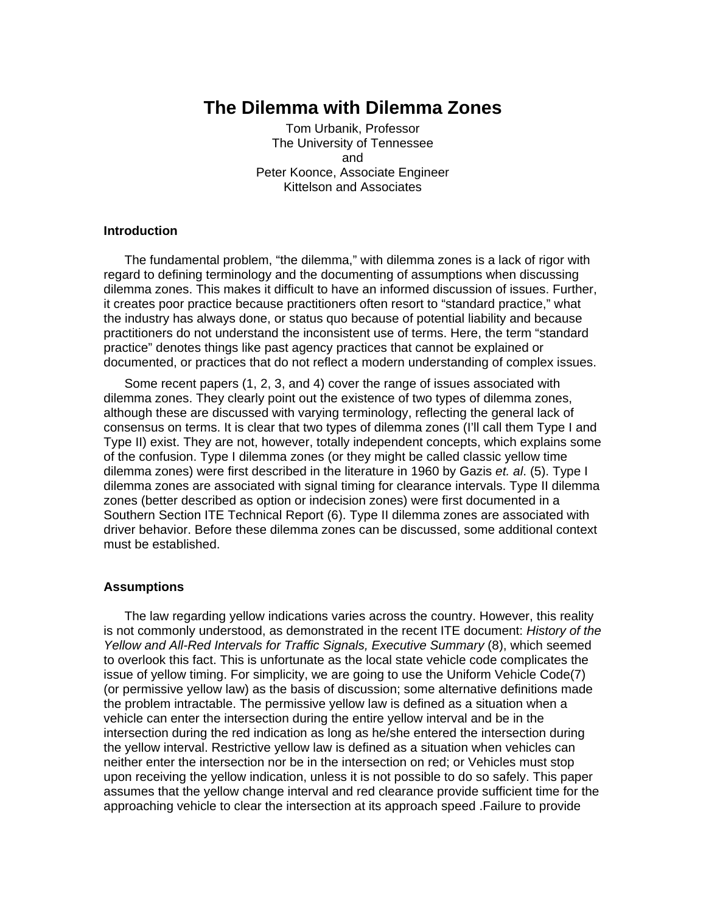# The Dilemma with Dilemma Zones

Tom Urbanik, Professor
The University of Tennessee
and
Peter Koonce, Associate Engineer
Kittelson and Associates

## Introduction

The fundamental problem, "the dilemma," with dilemma zones is a lack of rigor with regard to defining terminology and the documenting of assumptions when discussing dilemma zones. This makes it difficult to have an informed discussion of issues. Further, it creates poor practice because practitioners often resort to "standard practice," what the industry has always done, or status quo because of potential liability and because practitioners do not understand the inconsistent use of terms. Here, the term "standard practice" denotes things like past agency practices that cannot be explained or documented, or practices that do not reflect a modern understanding of complex issues.

Some recent papers (1, 2, 3, and 4) cover the range of issues associated with dilemma zones. They clearly point out the existence of two types of dilemma zones, although these are discussed with varying terminology, reflecting the general lack of consensus on terms. It is clear that two types of dilemma zones (I'll call them Type I and Type II) exist. They are not, however, totally independent concepts, which explains some of the confusion. Type I dilemma zones (or they might be called classic yellow time dilemma zones) were first described in the literature in 1960 by Gazis *et. al*. (5). Type I dilemma zones are associated with signal timing for clearance intervals. Type II dilemma zones (better described as option or indecision zones) were first documented in a Southern Section ITE Technical Report (6). Type II dilemma zones are associated with driver behavior. Before these dilemma zones can be discussed, some additional context must be established.

## Assumptions

The law regarding yellow indications varies across the country. However, this reality is not commonly understood, as demonstrated in the recent ITE document: *History of the Yellow and All-Red Intervals for Traffic Signals, Executive Summary* (8), which seemed to overlook this fact. This is unfortunate as the local state vehicle code complicates the issue of yellow timing. For simplicity, we are going to use the Uniform Vehicle Code(7) (or permissive yellow law) as the basis of discussion; some alternative definitions made the problem intractable. The permissive yellow law is defined as a situation when a vehicle can enter the intersection during the entire yellow interval and be in the intersection during the red indication as long as he/she entered the intersection during the yellow interval. Restrictive yellow law is defined as a situation when vehicles can neither enter the intersection nor be in the intersection on red; or Vehicles must stop upon receiving the yellow indication, unless it is not possible to do so safely. This paper assumes that the yellow change interval and red clearance provide sufficient time for the approaching vehicle to clear the intersection at its approach speed .Failure to provide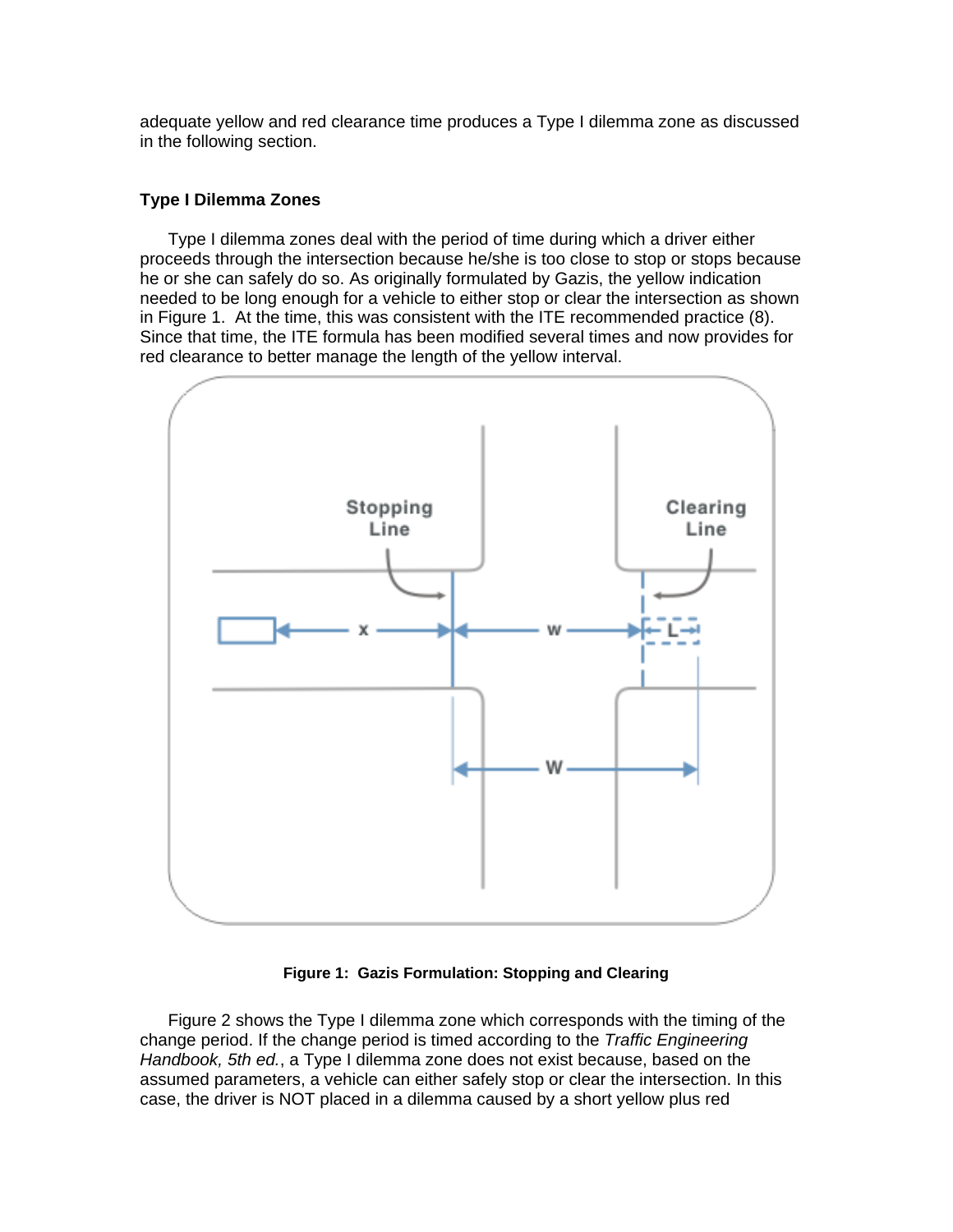adequate yellow and red clearance time produces a Type I dilemma zone as discussed in the following section.

### Type I Dilemma Zones

Type I dilemma zones deal with the period of time during which a driver either proceeds through the intersection because he/she is too close to stop or stops because he or she can safely do so. As originally formulated by Gazis, the yellow indication needed to be long enough for a vehicle to either stop or clear the intersection as shown in Figure 1. At the time, this was consistent with the ITE recommended practice (8). Since that time, the ITE formula has been modified several times and now provides for red clearance to better manage the length of the yellow interval.

**Figure 1: Gazis Formulation: Stopping and Clearing**

Figure 2 shows the Type I dilemma zone which corresponds with the timing of the change period. If the change period is timed according to the *Traffic Engineering Handbook, 5th ed.*, a Type I dilemma zone does not exist because, based on the assumed parameters, a vehicle can either safely stop or clear the intersection. In this case, the driver is NOT placed in a dilemma caused by a short yellow plus red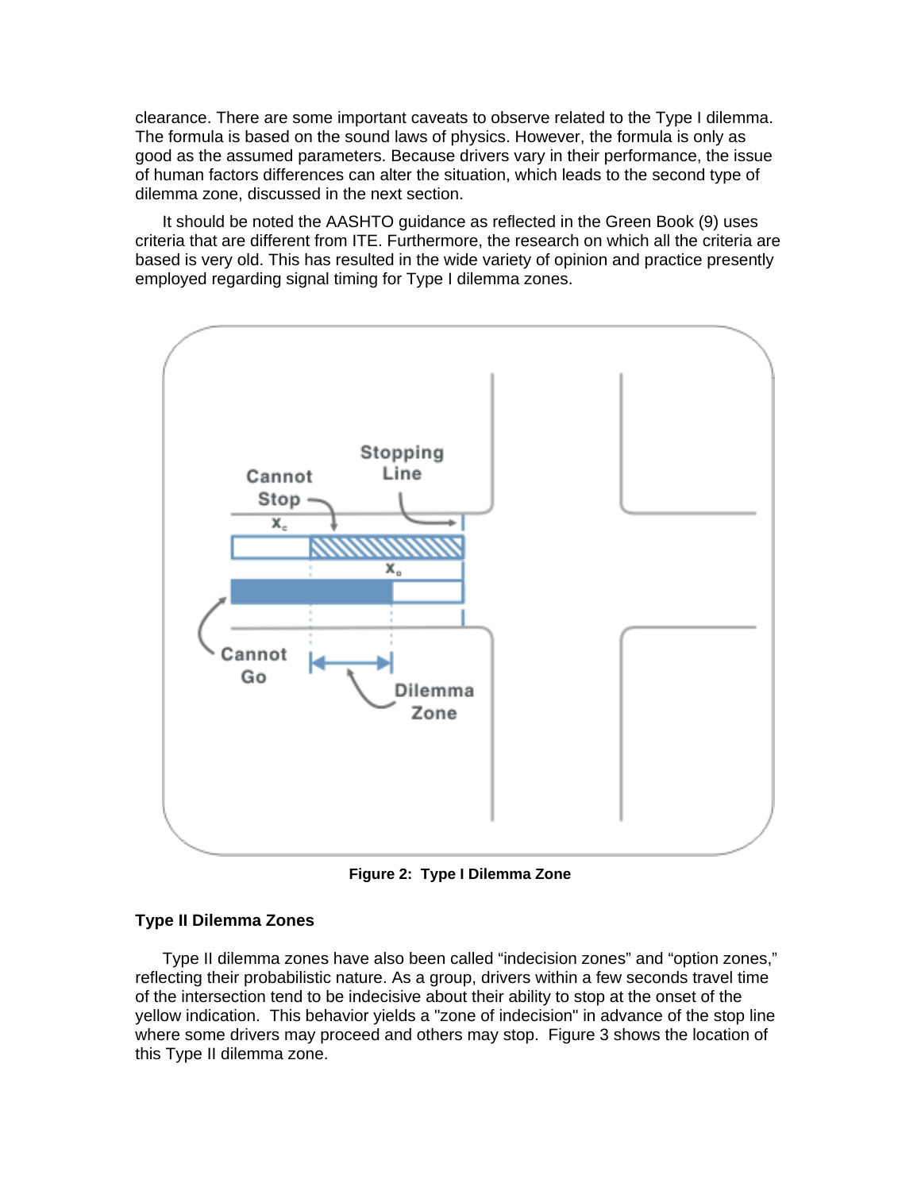clearance. There are some important caveats to observe related to the Type I dilemma. The formula is based on the sound laws of physics. However, the formula is only as good as the assumed parameters. Because drivers vary in their performance, the issue of human factors differences can alter the situation, which leads to the second type of dilemma zone, discussed in the next section.

It should be noted the AASHTO guidance as reflected in the Green Book (9) uses criteria that are different from ITE. Furthermore, the research on which all the criteria are based is very old. This has resulted in the wide variety of opinion and practice presently employed regarding signal timing for Type I dilemma zones.

**Figure 2: Type I Dilemma Zone**

### Type II Dilemma Zones

Type II dilemma zones have also been called "indecision zones" and "option zones," reflecting their probabilistic nature. As a group, drivers within a few seconds travel time of the intersection tend to be indecisive about their ability to stop at the onset of the yellow indication. This behavior yields a "zone of indecision" in advance of the stop line where some drivers may proceed and others may stop. Figure 3 shows the location of this Type II dilemma zone.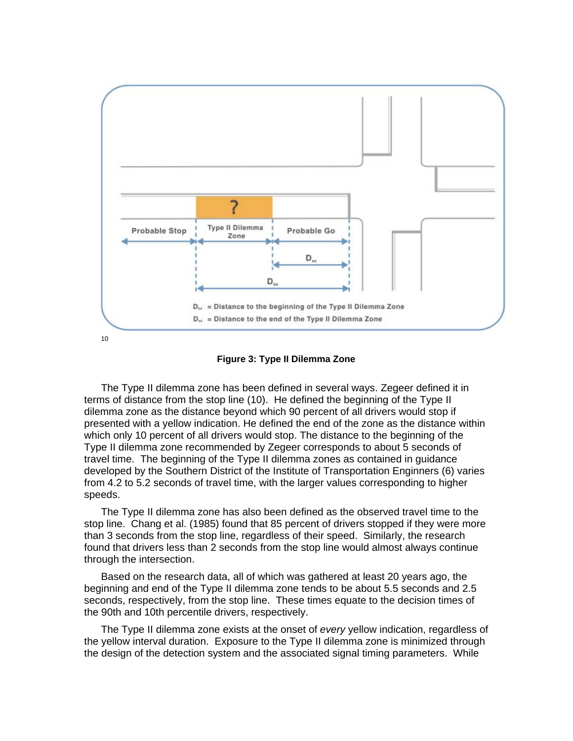10

**Figure 3: Type II Dilemma Zone**

The Type II dilemma zone has been defined in several ways. Zegeer defined it in terms of distance from the stop line (10). He defined the beginning of the Type II dilemma zone as the distance beyond which 90 percent of all drivers would stop if presented with a yellow indication. He defined the end of the zone as the distance within which only 10 percent of all drivers would stop. The distance to the beginning of the Type II dilemma zone recommended by Zegeer corresponds to about 5 seconds of travel time. The beginning of the Type II dilemma zones as contained in guidance developed by the Southern District of the Institute of Transportation Enginners (6) varies from 4.2 to 5.2 seconds of travel time, with the larger values corresponding to higher speeds.

The Type II dilemma zone has also been defined as the observed travel time to the stop line. Chang et al. (1985) found that 85 percent of drivers stopped if they were more than 3 seconds from the stop line, regardless of their speed. Similarly, the research found that drivers less than 2 seconds from the stop line would almost always continue through the intersection.

Based on the research data, all of which was gathered at least 20 years ago, the beginning and end of the Type II dilemma zone tends to be about 5.5 seconds and 2.5 seconds, respectively, from the stop line. These times equate to the decision times of the 90th and 10th percentile drivers, respectively.

The Type II dilemma zone exists at the onset of *every* yellow indication, regardless of the yellow interval duration. Exposure to the Type II dilemma zone is minimized through the design of the detection system and the associated signal timing parameters. While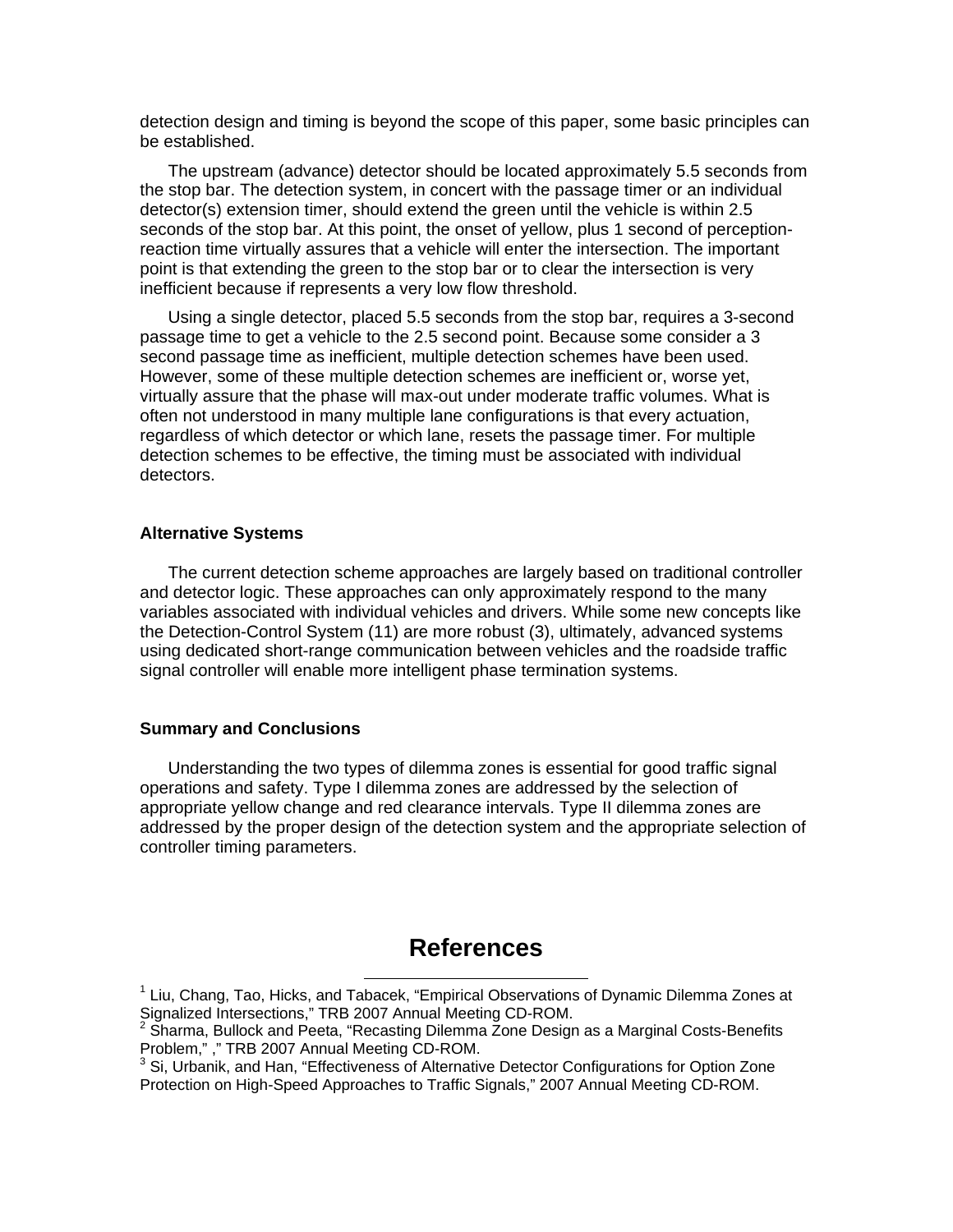detection design and timing is beyond the scope of this paper, some basic principles can be established.

The upstream (advance) detector should be located approximately 5.5 seconds from the stop bar. The detection system, in concert with the passage timer or an individual detector(s) extension timer, should extend the green until the vehicle is within 2.5 seconds of the stop bar. At this point, the onset of yellow, plus 1 second of perception-reaction time virtually assures that a vehicle will enter the intersection. The important point is that extending the green to the stop bar or to clear the intersection is very inefficient because if represents a very low flow threshold.

Using a single detector, placed 5.5 seconds from the stop bar, requires a 3-second passage time to get a vehicle to the 2.5 second point. Because some consider a 3 second passage time as inefficient, multiple detection schemes have been used. However, some of these multiple detection schemes are inefficient or, worse yet, virtually assure that the phase will max-out under moderate traffic volumes. What is often not understood in many multiple lane configurations is that every actuation, regardless of which detector or which lane, resets the passage timer. For multiple detection schemes to be effective, the timing must be associated with individual detectors.

### Alternative Systems

The current detection scheme approaches are largely based on traditional controller and detector logic. These approaches can only approximately respond to the many variables associated with individual vehicles and drivers. While some new concepts like the Detection-Control System (11) are more robust (3), ultimately, advanced systems using dedicated short-range communication between vehicles and the roadside traffic signal controller will enable more intelligent phase termination systems.

### Summary and Conclusions

Understanding the two types of dilemma zones is essential for good traffic signal operations and safety. Type I dilemma zones are addressed by the selection of appropriate yellow change and red clearance intervals. Type II dilemma zones are addressed by the proper design of the detection system and the appropriate selection of controller timing parameters.

## References

[1] Liu, Chang, Tao, Hicks, and Tabacek, “Empirical Observations of Dynamic Dilemma Zones at Signalized Intersections,” TRB 2007 Annual Meeting CD-ROM.

[2] Sharma, Bullock and Peeta, “Recasting Dilemma Zone Design as a Marginal Costs-Benefits Problem,” ,” TRB 2007 Annual Meeting CD-ROM.

[3] Si, Urbanik, and Han, “Effectiveness of Alternative Detector Configurations for Option Zone Protection on High-Speed Approaches to Traffic Signals,” 2007 Annual Meeting CD-ROM.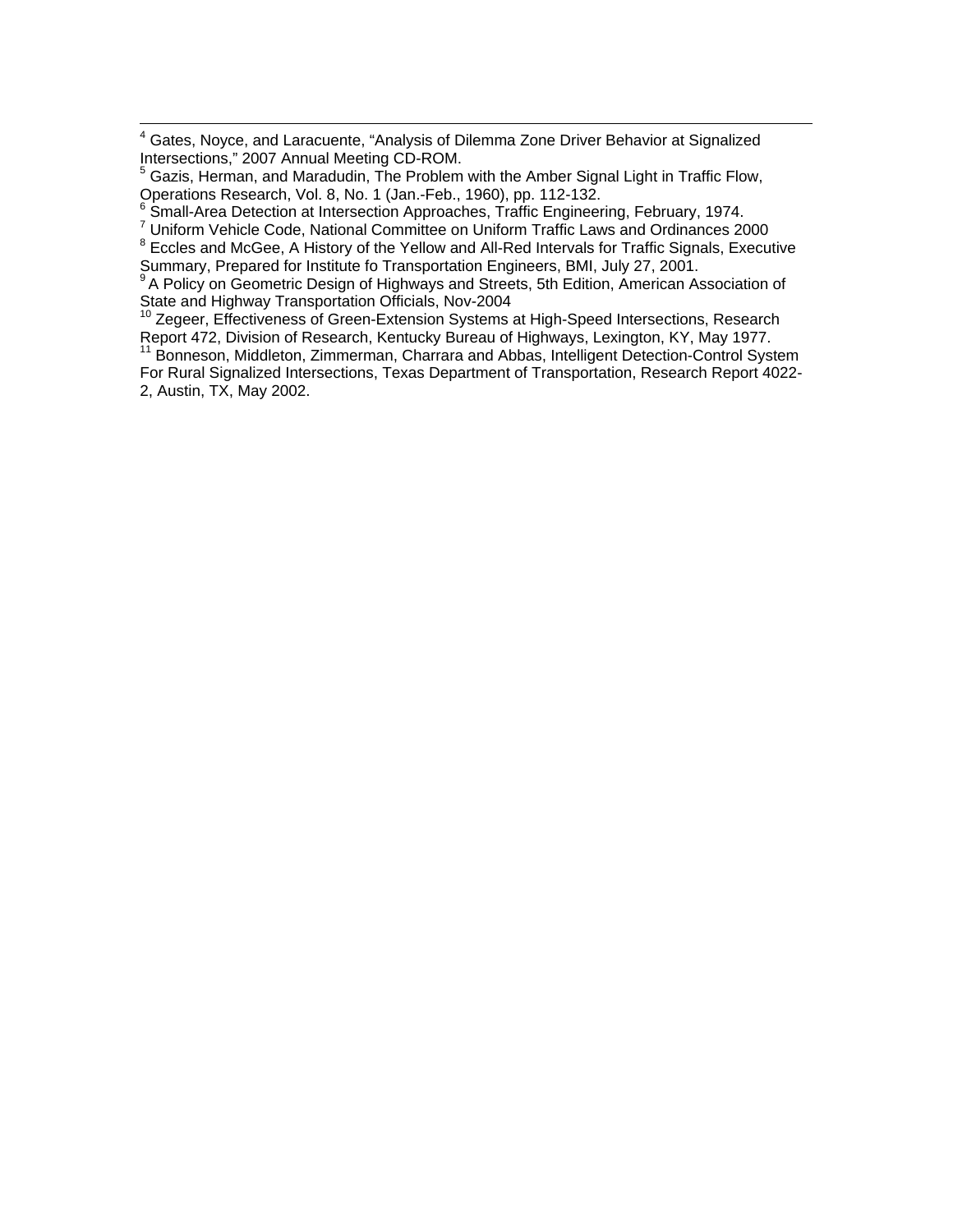[4] Gates, Noyce, and Laracuente, "Analysis of Dilemma Zone Driver Behavior at Signalized Intersections," 2007 Annual Meeting CD-ROM.

[5] Gazis, Herman, and Maradudin, The Problem with the Amber Signal Light in Traffic Flow, Operations Research, Vol. 8, No. 1 (Jan.-Feb., 1960), pp. 112-132.

[6] Small-Area Detection at Intersection Approaches, Traffic Engineering, February, 1974.

[7] Uniform Vehicle Code, National Committee on Uniform Traffic Laws and Ordinances 2000

[8] Eccles and McGee, A History of the Yellow and All-Red Intervals for Traffic Signals, Executive Summary, Prepared for Institute fo Transportation Engineers, BMI, July 27, 2001.

[9] A Policy on Geometric Design of Highways and Streets, 5th Edition, American Association of State and Highway Transportation Officials, Nov-2004

[10] Zegeer, Effectiveness of Green-Extension Systems at High-Speed Intersections, Research Report 472, Division of Research, Kentucky Bureau of Highways, Lexington, KY, May 1977.

[11] Bonneson, Middleton, Zimmerman, Charrara and Abbas, Intelligent Detection-Control System For Rural Signalized Intersections, Texas Department of Transportation, Research Report 4022-2, Austin, TX, May 2002.